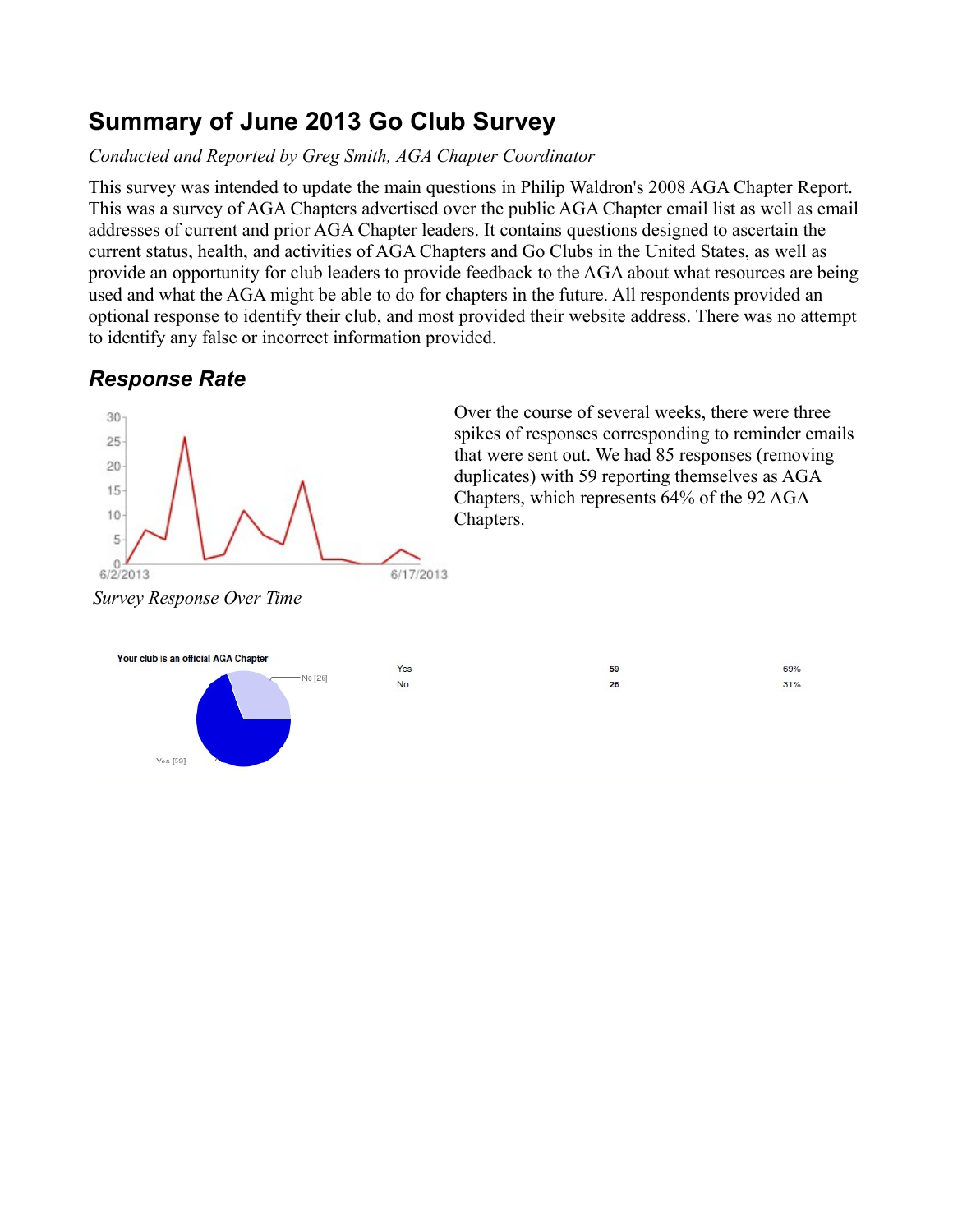# Summary of June 2013 Go Club Survey

*Conducted and Reported by Greg Smith, AGA Chapter Coordinator*

This survey was intended to update the main questions in Philip Waldron's 2008 AGA Chapter Report. This was a survey of AGA Chapters advertised over the public AGA Chapter email list as well as email addresses of current and prior AGA Chapter leaders. It contains questions designed to ascertain the current status, health, and activities of AGA Chapters and Go Clubs in the United States, as well as provide an opportunity for club leaders to provide feedback to the AGA about what resources are being used and what the AGA might be able to do for chapters in the future. All respondents provided an optional response to identify their club, and most provided their website address. There was no attempt to identify any false or incorrect information provided.

## *Response Rate*

*Survey Response Over Time*

Over the course of several weeks, there were three spikes of responses corresponding to reminder emails that were sent out. We had 85 responses (removing duplicates) with 59 reporting themselves as AGA Chapters, which represents 64% of the 92 AGA Chapters.

Your club is an official AGA Chapter

| | | |
|---|---|---|
| Yes | 59 | 69% |
| No | 26 | 31% |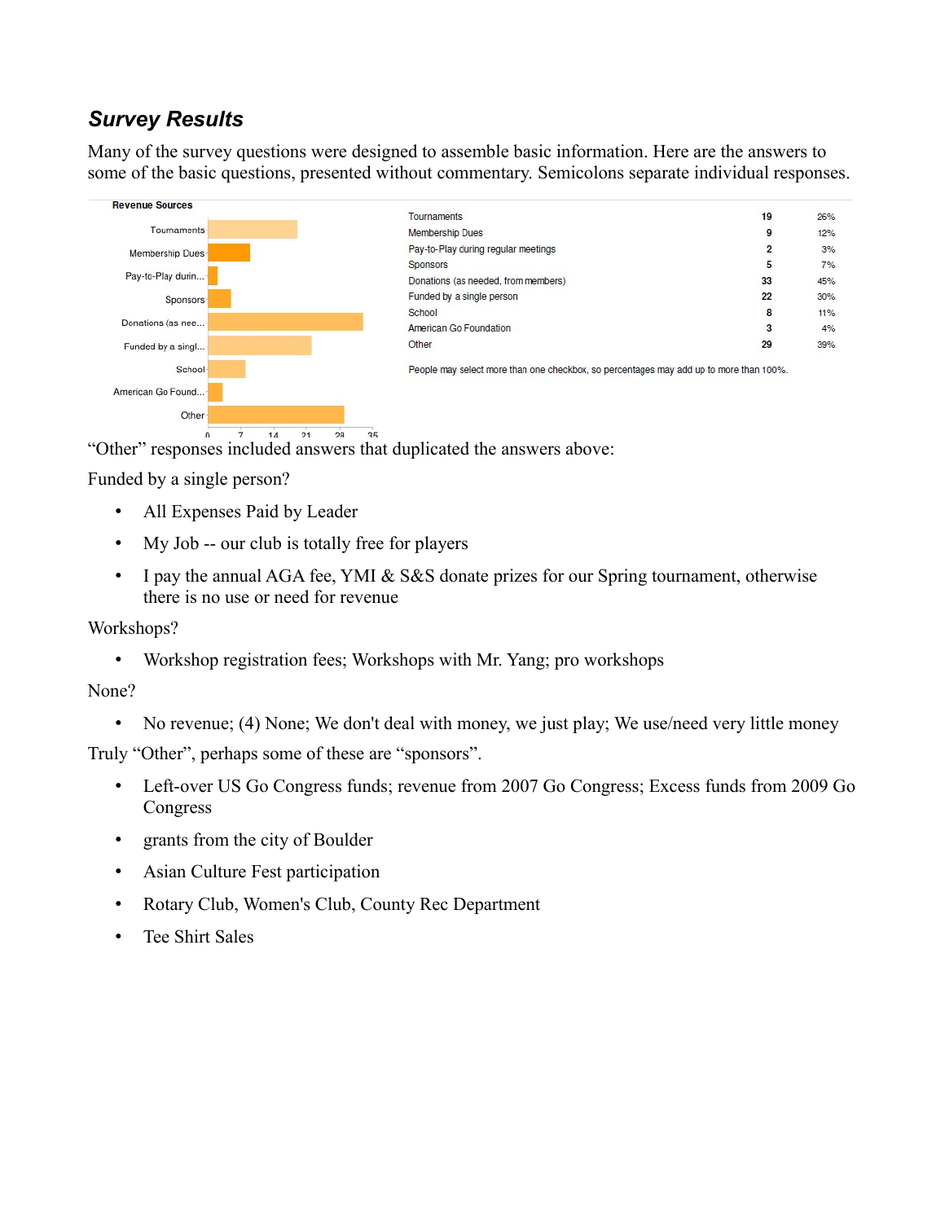## *Survey Results*

Many of the survey questions were designed to assemble basic information. Here are the answers to some of the basic questions, presented without commentary. Semicolons separate individual responses.

**Revenue Sources**

| Revenue Source | Count | Percent |
|---|---|---|
| Tournaments | 19 | 26% |
| Membership Dues | 9 | 12% |
| Pay-to-Play during regular meetings | 2 | 3% |
| Sponsors | 5 | 7% |
| Donations (as needed, from members) | 33 | 45% |
| Funded by a single person | 22 | 30% |
| School | 8 | 11% |
| American Go Foundation | 3 | 4% |
| Other | 29 | 39% |

People may select more than one checkbox, so percentages may add up to more than 100%.

"Other" responses included answers that duplicated the answers above:

Funded by a single person?

- All Expenses Paid by Leader
- My Job -- our club is totally free for players
- I pay the annual AGA fee, YMI & S&S donate prizes for our Spring tournament, otherwise there is no use or need for revenue

Workshops?

- Workshop registration fees; Workshops with Mr. Yang; pro workshops

None?

- No revenue; (4) None; We don't deal with money, we just play; We use/need very little money

Truly "Other", perhaps some of these are "sponsors".

- Left-over US Go Congress funds; revenue from 2007 Go Congress; Excess funds from 2009 Go Congress
- grants from the city of Boulder
- Asian Culture Fest participation
- Rotary Club, Women's Club, County Rec Department
- Tee Shirt Sales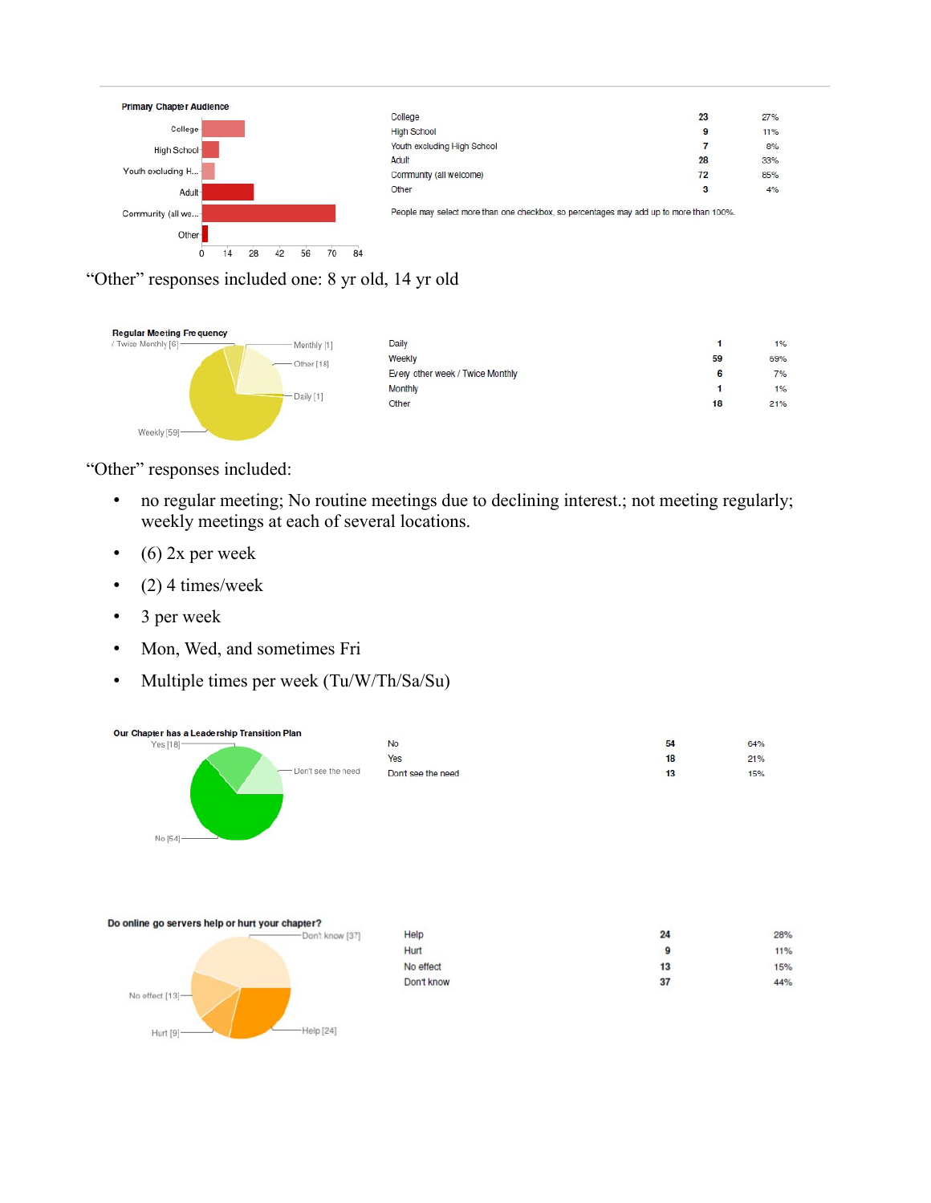**Primary Chapter Audience**

| | | |
|---|---|---|
| College | 23 | 27% |
| High School | 9 | 11% |
| Youth excluding High School | 7 | 8% |
| Adult | 28 | 33% |
| Community (all welcome) | 72 | 85% |
| Other | 3 | 4% |

People may select more than one checkbox, so percentages may add up to more than 100%.

“Other” responses included one: 8 yr old, 14 yr old

**Regular Meeting Frequency**

| | | |
|---|---|---|
| Daily | 1 | 1% |
| Weekly | 59 | 69% |
| Every other week / Twice Monthly | 6 | 7% |
| Monthly | 1 | 1% |
| Other | 18 | 21% |

“Other” responses included:

- no regular meeting; No routine meetings due to declining interest.; not meeting regularly; weekly meetings at each of several locations.
- (6) 2x per week
- (2) 4 times/week
- 3 per week
- Mon, Wed, and sometimes Fri
- Multiple times per week (Tu/W/Th/Sa/Su)

**Our Chapter has a Leadership Transition Plan**

| | | |
|---|---|---|
| No | 54 | 64% |
| Yes | 18 | 21% |
| Dont see the need | 13 | 15% |

**Do online go servers help or hurt your chapter?**

| | | |
|---|---|---|
| Help | 24 | 28% |
| Hurt | 9 | 11% |
| No effect | 13 | 15% |
| Don't know | 37 | 44% |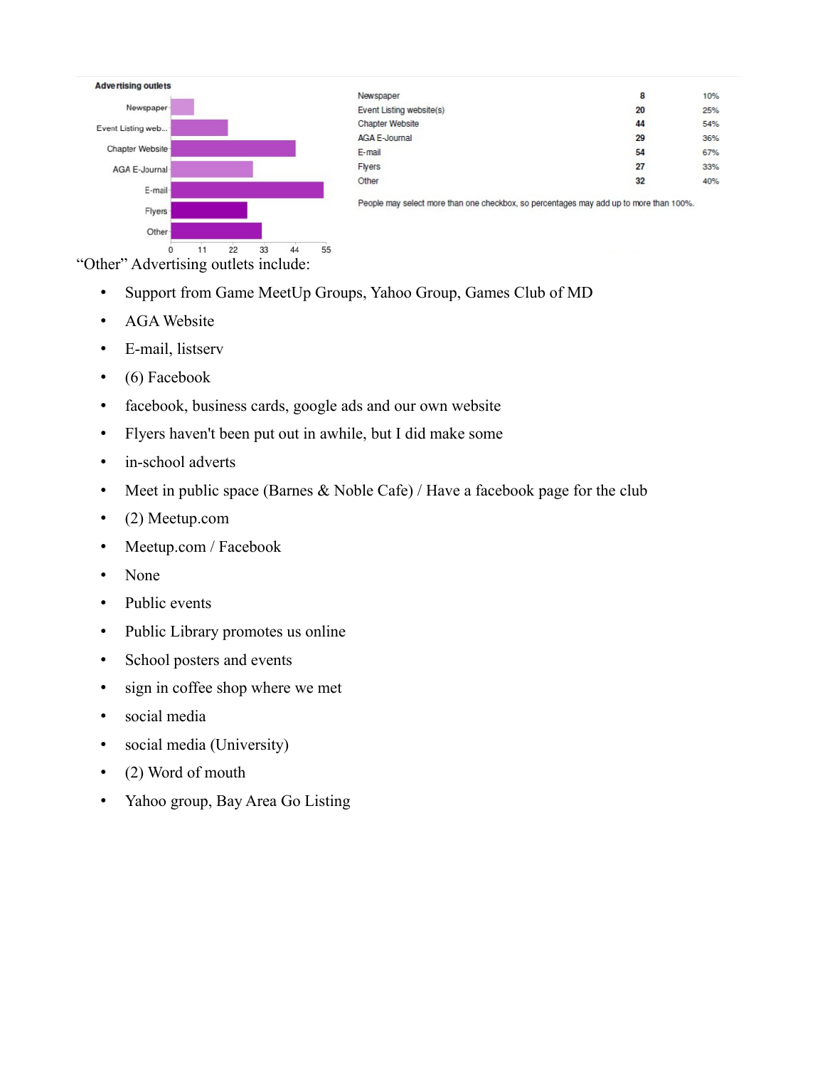**Advertising outlets**

| | | |
|---|---|---|
| Newspaper | 8 | 10% |
| Event Listing website(s) | 20 | 25% |
| Chapter Website | 44 | 54% |
| AGA E-Journal | 29 | 36% |
| E-mail | 54 | 67% |
| Flyers | 27 | 33% |
| Other | 32 | 40% |

People may select more than one checkbox, so percentages may add up to more than 100%.

“Other” Advertising outlets include:

- Support from Game MeetUp Groups, Yahoo Group, Games Club of MD
- AGA Website
- E-mail, listserv
- (6) Facebook
- facebook, business cards, google ads and our own website
- Flyers haven't been put out in awhile, but I did make some
- in-school adverts
- Meet in public space (Barnes & Noble Cafe) / Have a facebook page for the club
- (2) Meetup.com
- Meetup.com / Facebook
- None
- Public events
- Public Library promotes us online
- School posters and events
- sign in coffee shop where we met
- social media
- social media (University)
- (2) Word of mouth
- Yahoo group, Bay Area Go Listing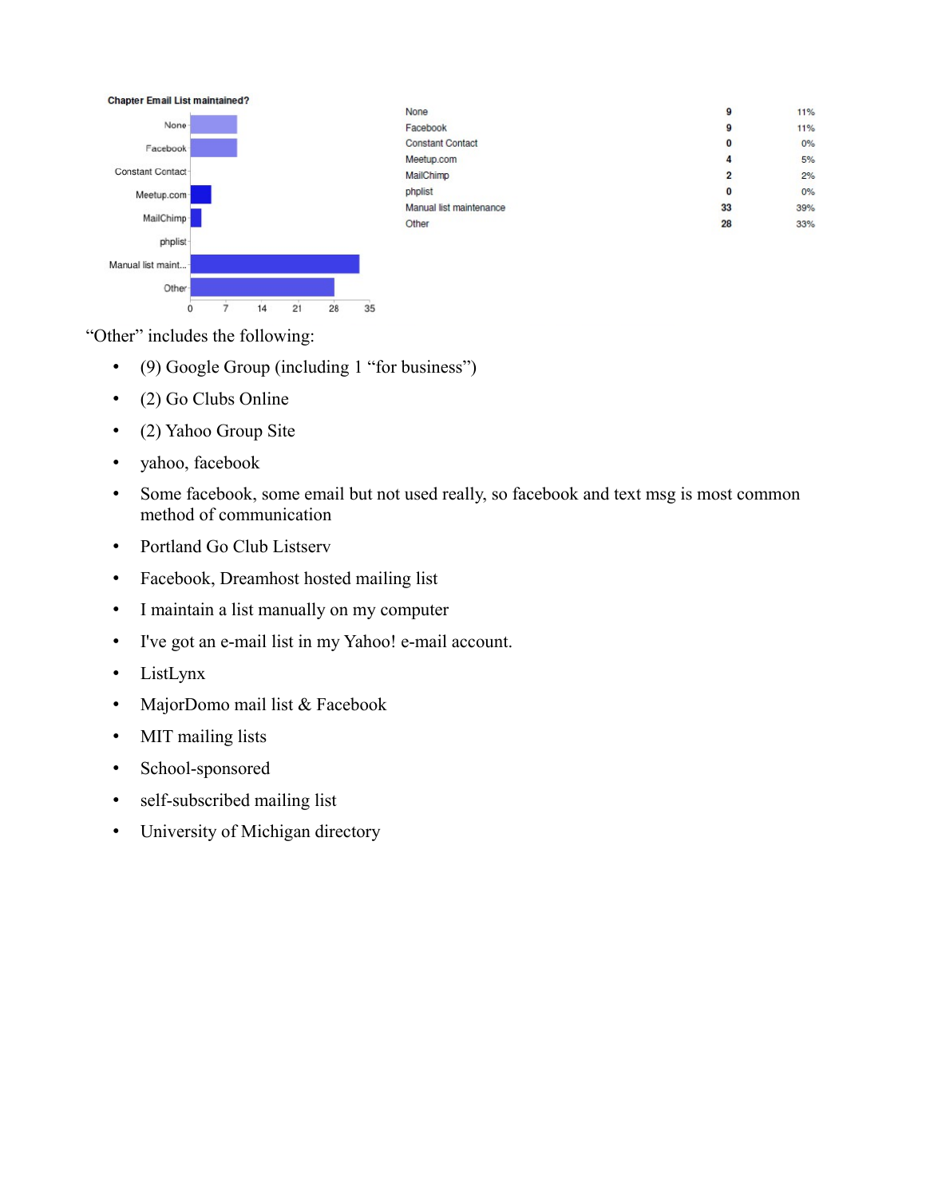**Chapter Email List maintained?**

| | | |
|---|---|---|
| None | 9 | 11% |
| Facebook | 9 | 11% |
| Constant Contact | 0 | 0% |
| Meetup.com | 4 | 5% |
| MailChimp | 2 | 2% |
| phplist | 0 | 0% |
| Manual list maintenance | 33 | 39% |
| Other | 28 | 33% |

"Other" includes the following:

- (9) Google Group (including 1 "for business")
- (2) Go Clubs Online
- (2) Yahoo Group Site
- yahoo, facebook
- Some facebook, some email but not used really, so facebook and text msg is most common method of communication
- Portland Go Club Listserv
- Facebook, Dreamhost hosted mailing list
- I maintain a list manually on my computer
- I've got an e-mail list in my Yahoo! e-mail account.
- ListLynx
- MajorDomo mail list & Facebook
- MIT mailing lists
- School-sponsored
- self-subscribed mailing list
- University of Michigan directory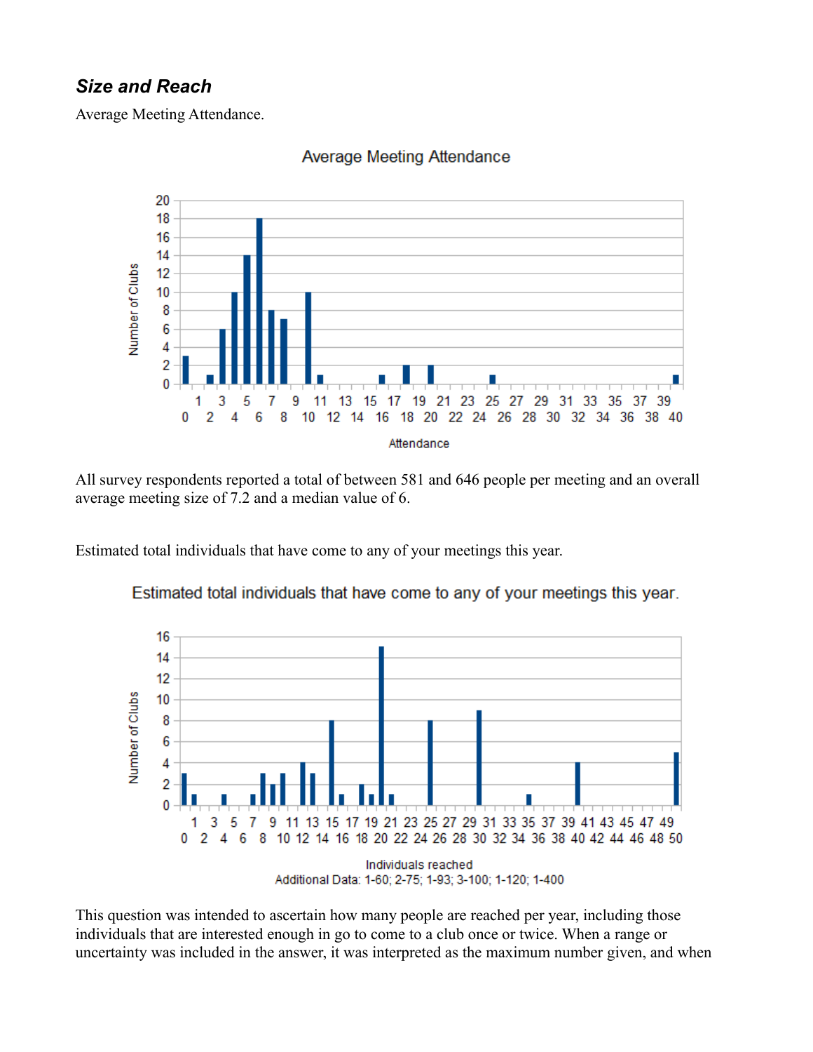## *Size and Reach*

Average Meeting Attendance.

All survey respondents reported a total of between 581 and 646 people per meeting and an overall average meeting size of 7.2 and a median value of 6.

Estimated total individuals that have come to any of your meetings this year.

This question was intended to ascertain how many people are reached per year, including those individuals that are interested enough in go to come to a club once or twice. When a range or uncertainty was included in the answer, it was interpreted as the maximum number given, and when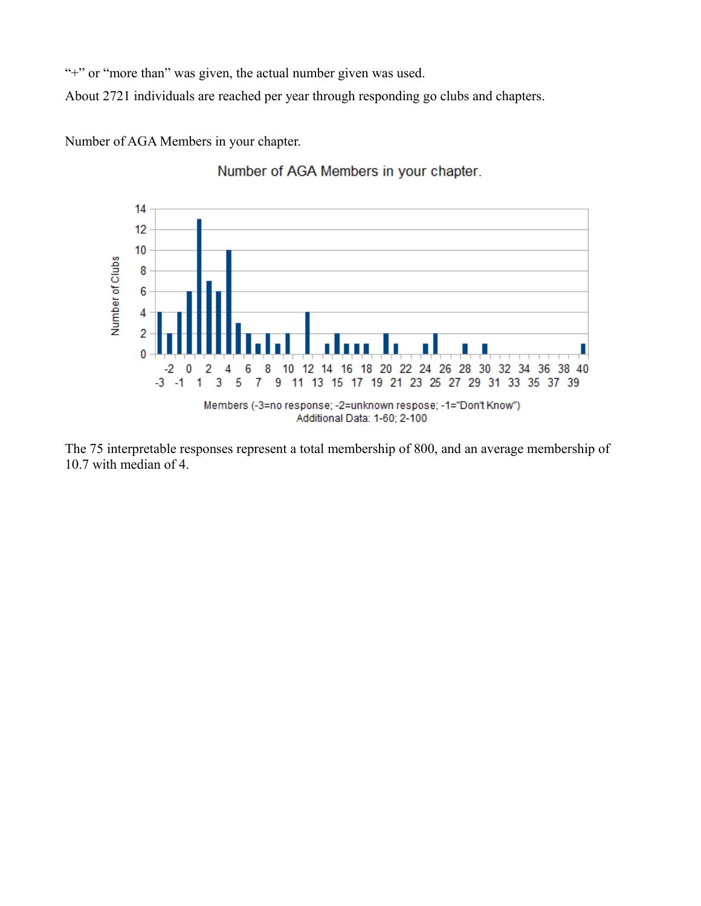"+" or "more than" was given, the actual number given was used.

About 2721 individuals are reached per year through responding go clubs and chapters.

Number of AGA Members in your chapter.

The 75 interpretable responses represent a total membership of 800, and an average membership of 10.7 with median of 4.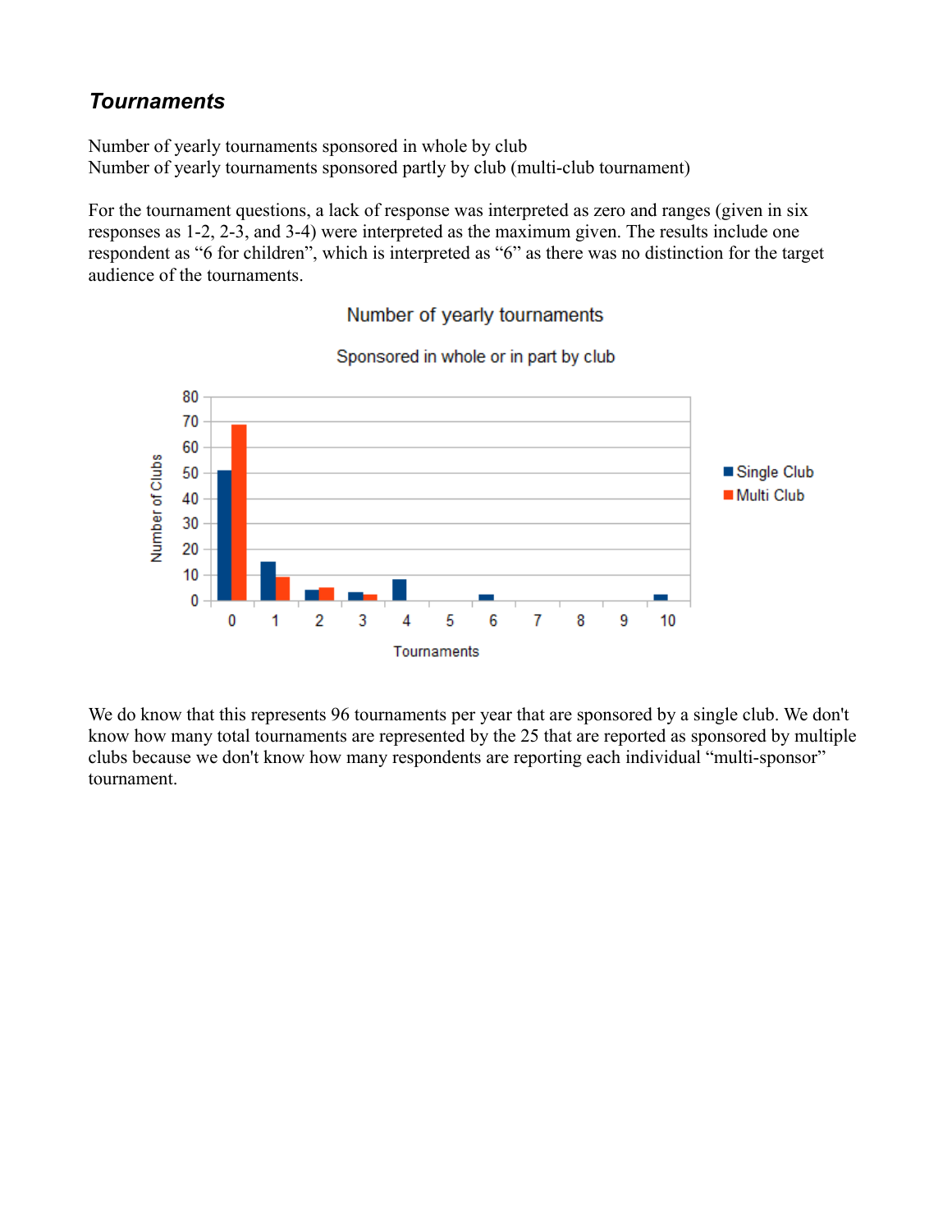## *Tournaments*

Number of yearly tournaments sponsored in whole by club
Number of yearly tournaments sponsored partly by club (multi-club tournament)

For the tournament questions, a lack of response was interpreted as zero and ranges (given in six responses as 1-2, 2-3, and 3-4) were interpreted as the maximum given. The results include one respondent as "6 for children", which is interpreted as "6" as there was no distinction for the target audience of the tournaments.

We do know that this represents 96 tournaments per year that are sponsored by a single club. We don't know how many total tournaments are represented by the 25 that are reported as sponsored by multiple clubs because we don't know how many respondents are reporting each individual "multi-sponsor" tournament.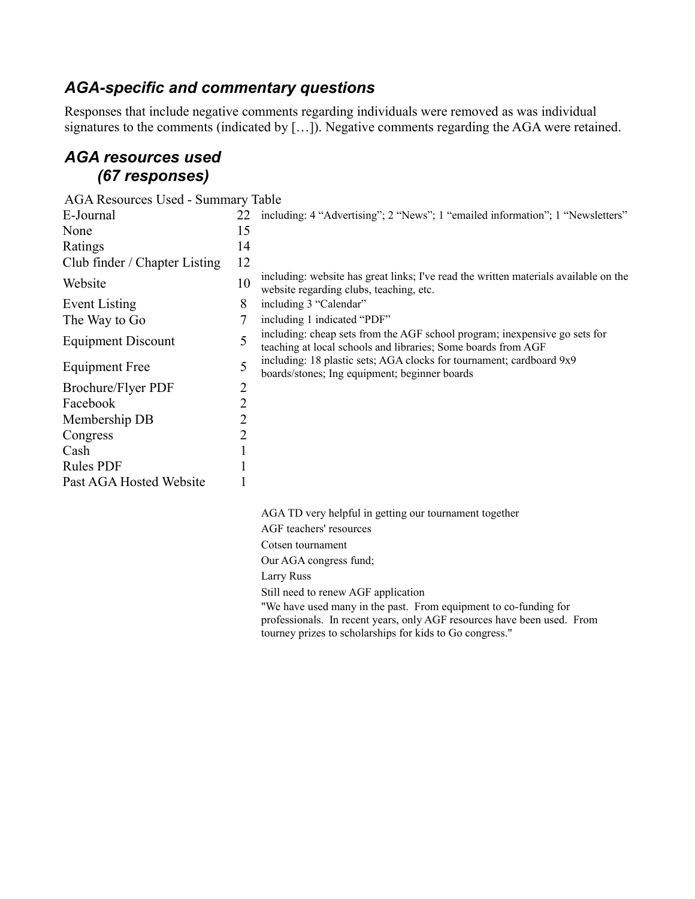## *AGA-specific and commentary questions*

Responses that include negative comments regarding individuals were removed as was individual signatures to the comments (indicated by […]). Negative comments regarding the AGA were retained.

## *AGA resources used (67 responses)*

AGA Resources Used - Summary Table

| Resource | Count | Notes |
|---|---|---|
| E-Journal | 22 | including: 4 “Advertising”; 2 “News”; 1 “emailed information”; 1 “Newsletters” |
| None | 15 | |
| Ratings | 14 | |
| Club finder / Chapter Listing | 12 | |
| Website | 10 | including: website has great links; I've read the written materials available on the website regarding clubs, teaching, etc. |
| Event Listing | 8 | including 3 “Calendar” |
| The Way to Go | 7 | including 1 indicated “PDF” |
| Equipment Discount | 5 | including: cheap sets from the AGF school program; inexpensive go sets for teaching at local schools and libraries; Some boards from AGF |
| Equipment Free | 5 | including: 18 plastic sets; AGA clocks for tournament; cardboard 9x9 boards/stones; Ing equipment; beginner boards |
| Brochure/Flyer PDF | 2 | |
| Facebook | 2 | |
| Membership DB | 2 | |
| Congress | 2 | |
| Cash | 1 | |
| Rules PDF | 1 | |
| Past AGA Hosted Website | 1 | |

AGA TD very helpful in getting our tournament together

AGF teachers' resources

Cotsen tournament

Our AGA congress fund;

Larry Russ

Still need to renew AGF application

"We have used many in the past. From equipment to co-funding for professionals. In recent years, only AGF resources have been used. From tourney prizes to scholarships for kids to Go congress."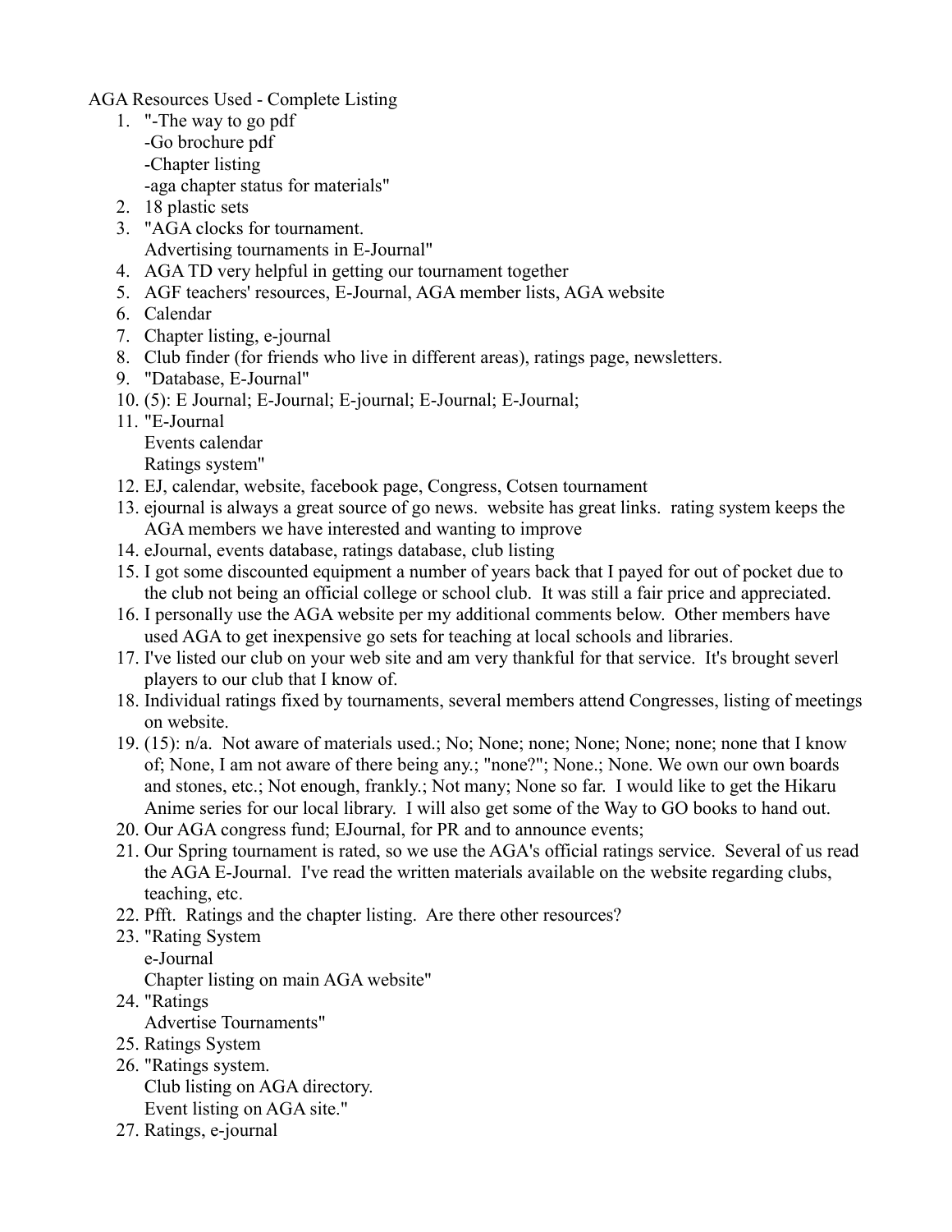AGA Resources Used - Complete Listing

1. "-The way to go pdf
   -Go brochure pdf
   -Chapter listing
   -aga chapter status for materials"
2. 18 plastic sets
3. "AGA clocks for tournament.
   Advertising tournaments in E-Journal"
4. AGA TD very helpful in getting our tournament together
5. AGF teachers' resources, E-Journal, AGA member lists, AGA website
6. Calendar
7. Chapter listing, e-journal
8. Club finder (for friends who live in different areas), ratings page, newsletters.
9. "Database, E-Journal"
10. (5): E Journal; E-Journal; E-journal; E-Journal; E-Journal;
11. "E-Journal
    Events calendar
    Ratings system"
12. EJ, calendar, website, facebook page, Congress, Cotsen tournament
13. ejournal is always a great source of go news. website has great links. rating system keeps the AGA members we have interested and wanting to improve
14. eJournal, events database, ratings database, club listing
15. I got some discounted equipment a number of years back that I payed for out of pocket due to the club not being an official college or school club. It was still a fair price and appreciated.
16. I personally use the AGA website per my additional comments below. Other members have used AGA to get inexpensive go sets for teaching at local schools and libraries.
17. I've listed our club on your web site and am very thankful for that service. It's brought severl players to our club that I know of.
18. Individual ratings fixed by tournaments, several members attend Congresses, listing of meetings on website.
19. (15): n/a. Not aware of materials used.; No; None; none; None; None; none; none that I know of; None, I am not aware of there being any.; "none?"; None.; None. We own our own boards and stones, etc.; Not enough, frankly.; Not many; None so far. I would like to get the Hikaru Anime series for our local library. I will also get some of the Way to GO books to hand out.
20. Our AGA congress fund; EJournal, for PR and to announce events;
21. Our Spring tournament is rated, so we use the AGA's official ratings service. Several of us read the AGA E-Journal. I've read the written materials available on the website regarding clubs, teaching, etc.
22. Pfft. Ratings and the chapter listing. Are there other resources?
23. "Rating System
    e-Journal
    Chapter listing on main AGA website"
24. "Ratings
    Advertise Tournaments"
25. Ratings System
26. "Ratings system.
    Club listing on AGA directory.
    Event listing on AGA site."
27. Ratings, e-journal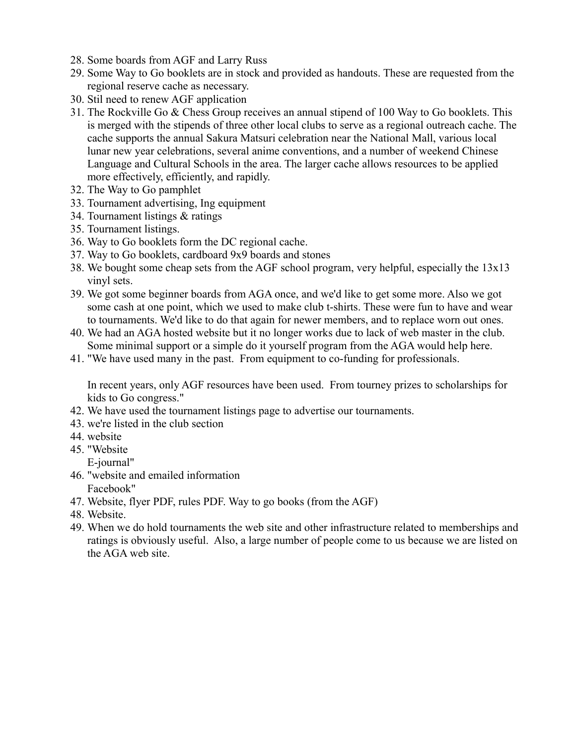28. Some boards from AGF and Larry Russ
29. Some Way to Go booklets are in stock and provided as handouts. These are requested from the regional reserve cache as necessary.
30. Stil need to renew AGF application
31. The Rockville Go & Chess Group receives an annual stipend of 100 Way to Go booklets. This is merged with the stipends of three other local clubs to serve as a regional outreach cache. The cache supports the annual Sakura Matsuri celebration near the National Mall, various local lunar new year celebrations, several anime conventions, and a number of weekend Chinese Language and Cultural Schools in the area. The larger cache allows resources to be applied more effectively, efficiently, and rapidly.
32. The Way to Go pamphlet
33. Tournament advertising, Ing equipment
34. Tournament listings & ratings
35. Tournament listings.
36. Way to Go booklets form the DC regional cache.
37. Way to Go booklets, cardboard 9x9 boards and stones
38. We bought some cheap sets from the AGF school program, very helpful, especially the 13x13 vinyl sets.
39. We got some beginner boards from AGA once, and we'd like to get some more. Also we got some cash at one point, which we used to make club t-shirts. These were fun to have and wear to tournaments. We'd like to do that again for newer members, and to replace worn out ones.
40. We had an AGA hosted website but it no longer works due to lack of web master in the club. Some minimal support or a simple do it yourself program from the AGA would help here.
41. "We have used many in the past. From equipment to co-funding for professionals.

    In recent years, only AGF resources have been used. From tourney prizes to scholarships for kids to Go congress."
42. We have used the tournament listings page to advertise our tournaments.
43. we're listed in the club section
44. website
45. "Website
    E-journal"
46. "website and emailed information
    Facebook"
47. Website, flyer PDF, rules PDF. Way to go books (from the AGF)
48. Website.
49. When we do hold tournaments the web site and other infrastructure related to memberships and ratings is obviously useful. Also, a large number of people come to us because we are listed on the AGA web site.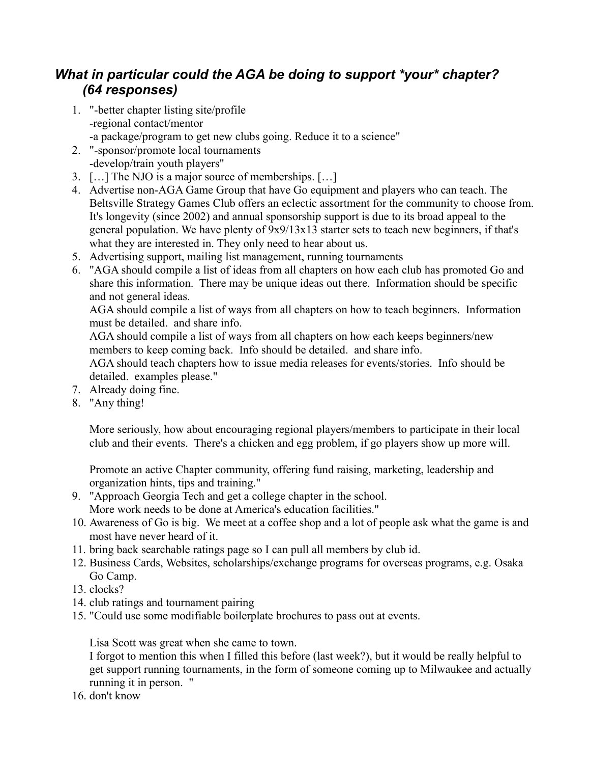## *What in particular could the AGA be doing to support *your* chapter? (64 responses)*

1. "-better chapter listing site/profile
   -regional contact/mentor
   -a package/program to get new clubs going. Reduce it to a science"
2. "-sponsor/promote local tournaments
   -develop/train youth players"
3. […] The NJO is a major source of memberships. […]
4. Advertise non-AGA Game Group that have Go equipment and players who can teach. The Beltsville Strategy Games Club offers an eclectic assortment for the community to choose from. It's longevity (since 2002) and annual sponsorship support is due to its broad appeal to the general population. We have plenty of 9x9/13x13 starter sets to teach new beginners, if that's what they are interested in. They only need to hear about us.
5. Advertising support, mailing list management, running tournaments
6. "AGA should compile a list of ideas from all chapters on how each club has promoted Go and share this information. There may be unique ideas out there. Information should be specific and not general ideas.
   AGA should compile a list of ways from all chapters on how to teach beginners. Information must be detailed. and share info.
   AGA should compile a list of ways from all chapters on how each keeps beginners/new members to keep coming back. Info should be detailed. and share info.
   AGA should teach chapters how to issue media releases for events/stories. Info should be detailed. examples please."
7. Already doing fine.
8. "Any thing!

   More seriously, how about encouraging regional players/members to participate in their local club and their events. There's a chicken and egg problem, if go players show up more will.

   Promote an active Chapter community, offering fund raising, marketing, leadership and organization hints, tips and training."
9. "Approach Georgia Tech and get a college chapter in the school.
   More work needs to be done at America's education facilities."
10. Awareness of Go is big. We meet at a coffee shop and a lot of people ask what the game is and most have never heard of it.
11. bring back searchable ratings page so I can pull all members by club id.
12. Business Cards, Websites, scholarships/exchange programs for overseas programs, e.g. Osaka Go Camp.
13. clocks?
14. club ratings and tournament pairing
15. "Could use some modifiable boilerplate brochures to pass out at events.

    Lisa Scott was great when she came to town.
    I forgot to mention this when I filled this before (last week?), but it would be really helpful to get support running tournaments, in the form of someone coming up to Milwaukee and actually running it in person. "
16. don't know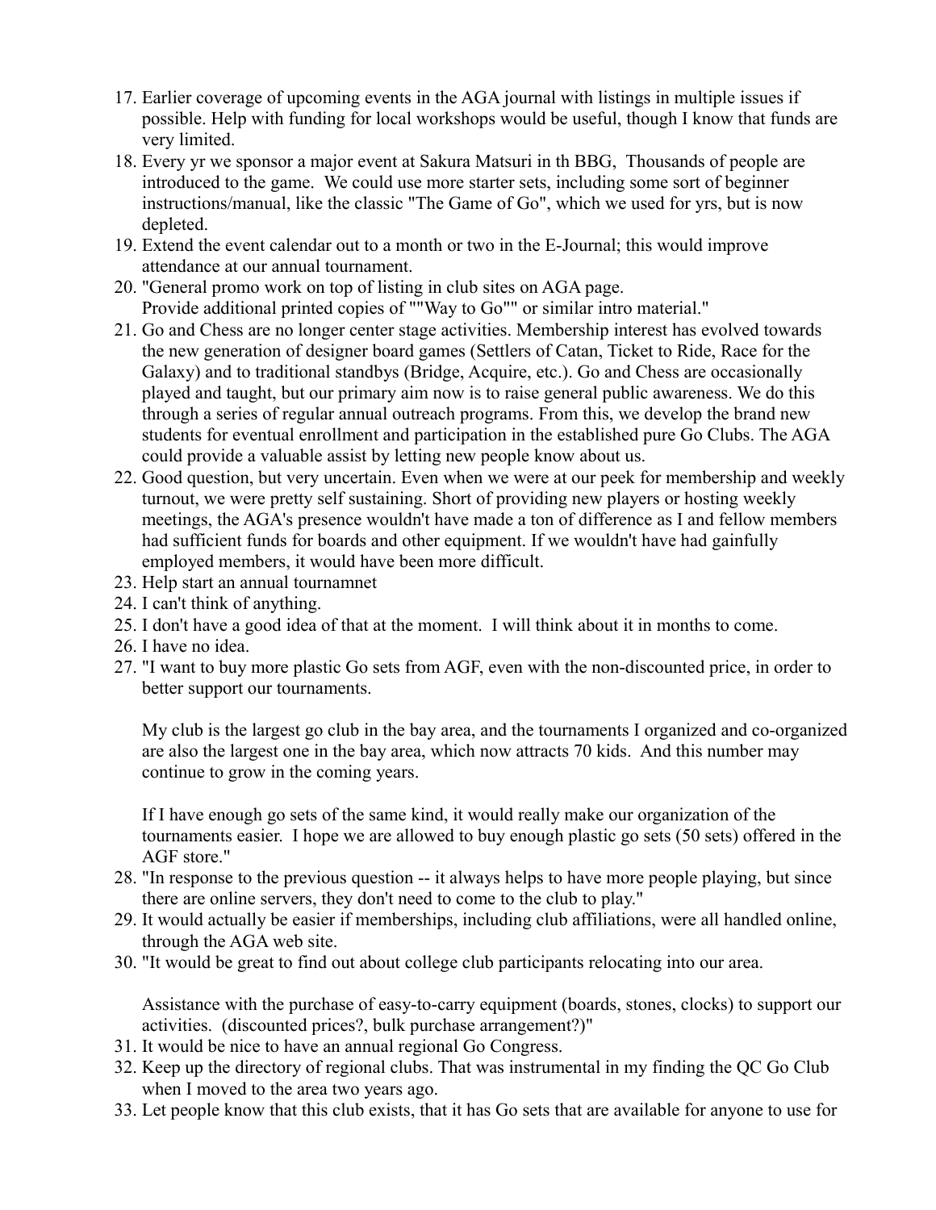17. Earlier coverage of upcoming events in the AGA journal with listings in multiple issues if possible. Help with funding for local workshops would be useful, though I know that funds are very limited.
18. Every yr we sponsor a major event at Sakura Matsuri in th BBG, Thousands of people are introduced to the game. We could use more starter sets, including some sort of beginner instructions/manual, like the classic "The Game of Go", which we used for yrs, but is now depleted.
19. Extend the event calendar out to a month or two in the E-Journal; this would improve attendance at our annual tournament.
20. "General promo work on top of listing in club sites on AGA page.
    Provide additional printed copies of ""Way to Go"" or similar intro material."
21. Go and Chess are no longer center stage activities. Membership interest has evolved towards the new generation of designer board games (Settlers of Catan, Ticket to Ride, Race for the Galaxy) and to traditional standbys (Bridge, Acquire, etc.). Go and Chess are occasionally played and taught, but our primary aim now is to raise general public awareness. We do this through a series of regular annual outreach programs. From this, we develop the brand new students for eventual enrollment and participation in the established pure Go Clubs. The AGA could provide a valuable assist by letting new people know about us.
22. Good question, but very uncertain. Even when we were at our peek for membership and weekly turnout, we were pretty self sustaining. Short of providing new players or hosting weekly meetings, the AGA's presence wouldn't have made a ton of difference as I and fellow members had sufficient funds for boards and other equipment. If we wouldn't have had gainfully employed members, it would have been more difficult.
23. Help start an annual tournamnet
24. I can't think of anything.
25. I don't have a good idea of that at the moment. I will think about it in months to come.
26. I have no idea.
27. "I want to buy more plastic Go sets from AGF, even with the non-discounted price, in order to better support our tournaments.

    My club is the largest go club in the bay area, and the tournaments I organized and co-organized are also the largest one in the bay area, which now attracts 70 kids. And this number may continue to grow in the coming years.

    If I have enough go sets of the same kind, it would really make our organization of the tournaments easier. I hope we are allowed to buy enough plastic go sets (50 sets) offered in the AGF store."
28. "In response to the previous question -- it always helps to have more people playing, but since there are online servers, they don't need to come to the club to play."
29. It would actually be easier if memberships, including club affiliations, were all handled online, through the AGA web site.
30. "It would be great to find out about college club participants relocating into our area.

    Assistance with the purchase of easy-to-carry equipment (boards, stones, clocks) to support our activities. (discounted prices?, bulk purchase arrangement?)"
31. It would be nice to have an annual regional Go Congress.
32. Keep up the directory of regional clubs. That was instrumental in my finding the QC Go Club when I moved to the area two years ago.
33. Let people know that this club exists, that it has Go sets that are available for anyone to use for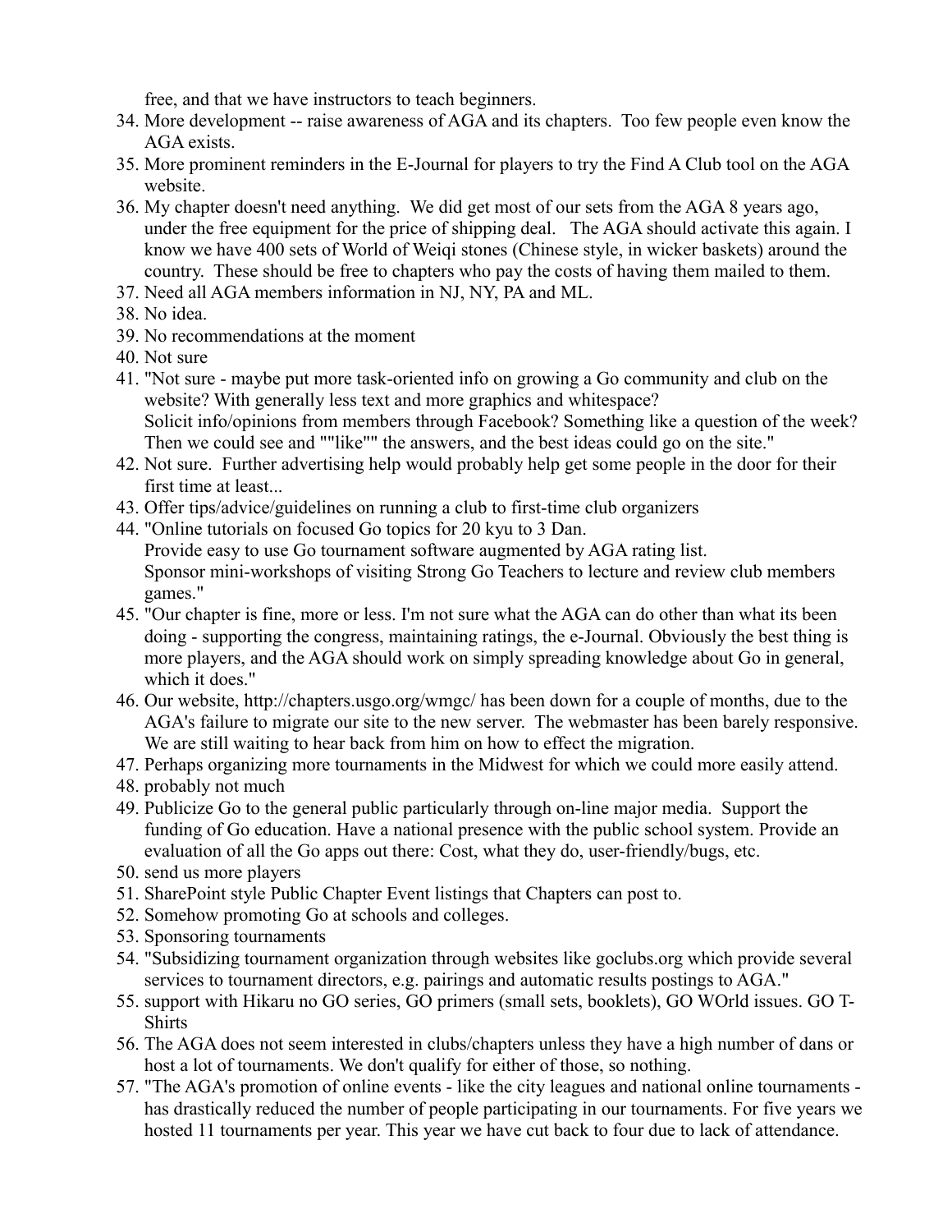free, and that we have instructors to teach beginners.

34. More development -- raise awareness of AGA and its chapters. Too few people even know the AGA exists.
35. More prominent reminders in the E-Journal for players to try the Find A Club tool on the AGA website.
36. My chapter doesn't need anything. We did get most of our sets from the AGA 8 years ago, under the free equipment for the price of shipping deal. The AGA should activate this again. I know we have 400 sets of World of Weiqi stones (Chinese style, in wicker baskets) around the country. These should be free to chapters who pay the costs of having them mailed to them.
37. Need all AGA members information in NJ, NY, PA and ML.
38. No idea.
39. No recommendations at the moment
40. Not sure
41. "Not sure - maybe put more task-oriented info on growing a Go community and club on the website? With generally less text and more graphics and whitespace?
    Solicit info/opinions from members through Facebook? Something like a question of the week? Then we could see and ""like"" the answers, and the best ideas could go on the site."
42. Not sure. Further advertising help would probably help get some people in the door for their first time at least...
43. Offer tips/advice/guidelines on running a club to first-time club organizers
44. "Online tutorials on focused Go topics for 20 kyu to 3 Dan.
    Provide easy to use Go tournament software augmented by AGA rating list.
    Sponsor mini-workshops of visiting Strong Go Teachers to lecture and review club members games."
45. "Our chapter is fine, more or less. I'm not sure what the AGA can do other than what its been doing - supporting the congress, maintaining ratings, the e-Journal. Obviously the best thing is more players, and the AGA should work on simply spreading knowledge about Go in general, which it does."
46. Our website, http://chapters.usgo.org/wmgc/ has been down for a couple of months, due to the AGA's failure to migrate our site to the new server. The webmaster has been barely responsive. We are still waiting to hear back from him on how to effect the migration.
47. Perhaps organizing more tournaments in the Midwest for which we could more easily attend.
48. probably not much
49. Publicize Go to the general public particularly through on-line major media. Support the funding of Go education. Have a national presence with the public school system. Provide an evaluation of all the Go apps out there: Cost, what they do, user-friendly/bugs, etc.
50. send us more players
51. SharePoint style Public Chapter Event listings that Chapters can post to.
52. Somehow promoting Go at schools and colleges.
53. Sponsoring tournaments
54. "Subsidizing tournament organization through websites like goclubs.org which provide several services to tournament directors, e.g. pairings and automatic results postings to AGA."
55. support with Hikaru no GO series, GO primers (small sets, booklets), GO WOrld issues. GO T-Shirts
56. The AGA does not seem interested in clubs/chapters unless they have a high number of dans or host a lot of tournaments. We don't qualify for either of those, so nothing.
57. "The AGA's promotion of online events - like the city leagues and national online tournaments - has drastically reduced the number of people participating in our tournaments. For five years we hosted 11 tournaments per year. This year we have cut back to four due to lack of attendance.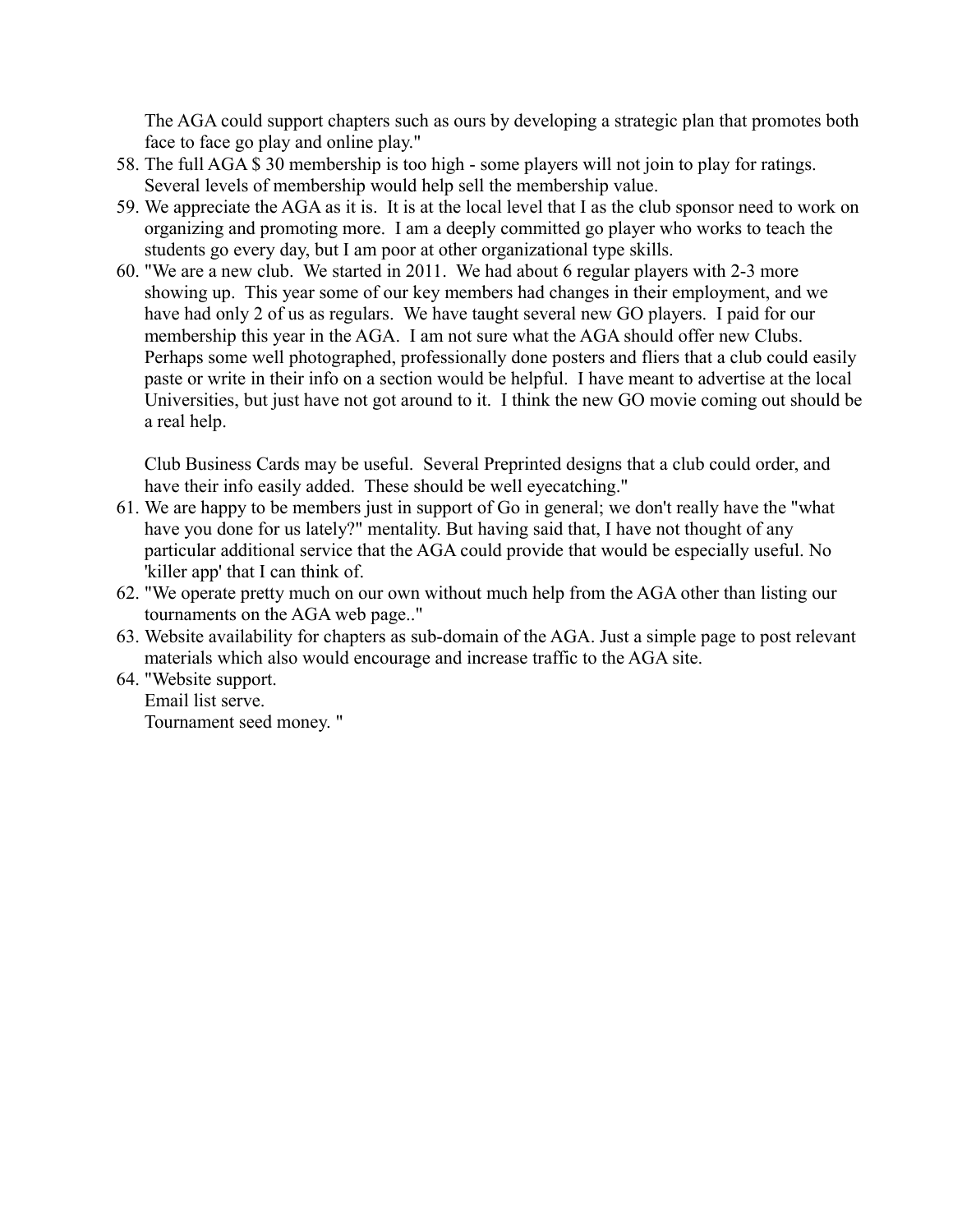The AGA could support chapters such as ours by developing a strategic plan that promotes both face to face go play and online play."

58. The full AGA $ 30 membership is too high - some players will not join to play for ratings. Several levels of membership would help sell the membership value.
59. We appreciate the AGA as it is. It is at the local level that I as the club sponsor need to work on organizing and promoting more. I am a deeply committed go player who works to teach the students go every day, but I am poor at other organizational type skills.
60. "We are a new club. We started in 2011. We had about 6 regular players with 2-3 more showing up. This year some of our key members had changes in their employment, and we have had only 2 of us as regulars. We have taught several new GO players. I paid for our membership this year in the AGA. I am not sure what the AGA should offer new Clubs. Perhaps some well photographed, professionally done posters and fliers that a club could easily paste or write in their info on a section would be helpful. I have meant to advertise at the local Universities, but just have not got around to it. I think the new GO movie coming out should be a real help.

    Club Business Cards may be useful. Several Preprinted designs that a club could order, and have their info easily added. These should be well eyecatching."
61. We are happy to be members just in support of Go in general; we don't really have the "what have you done for us lately?" mentality. But having said that, I have not thought of any particular additional service that the AGA could provide that would be especially useful. No 'killer app' that I can think of.
62. "We operate pretty much on our own without much help from the AGA other than listing our tournaments on the AGA web page.."
63. Website availability for chapters as sub-domain of the AGA. Just a simple page to post relevant materials which also would encourage and increase traffic to the AGA site.
64. "Website support.
    Email list serve.
    Tournament seed money. "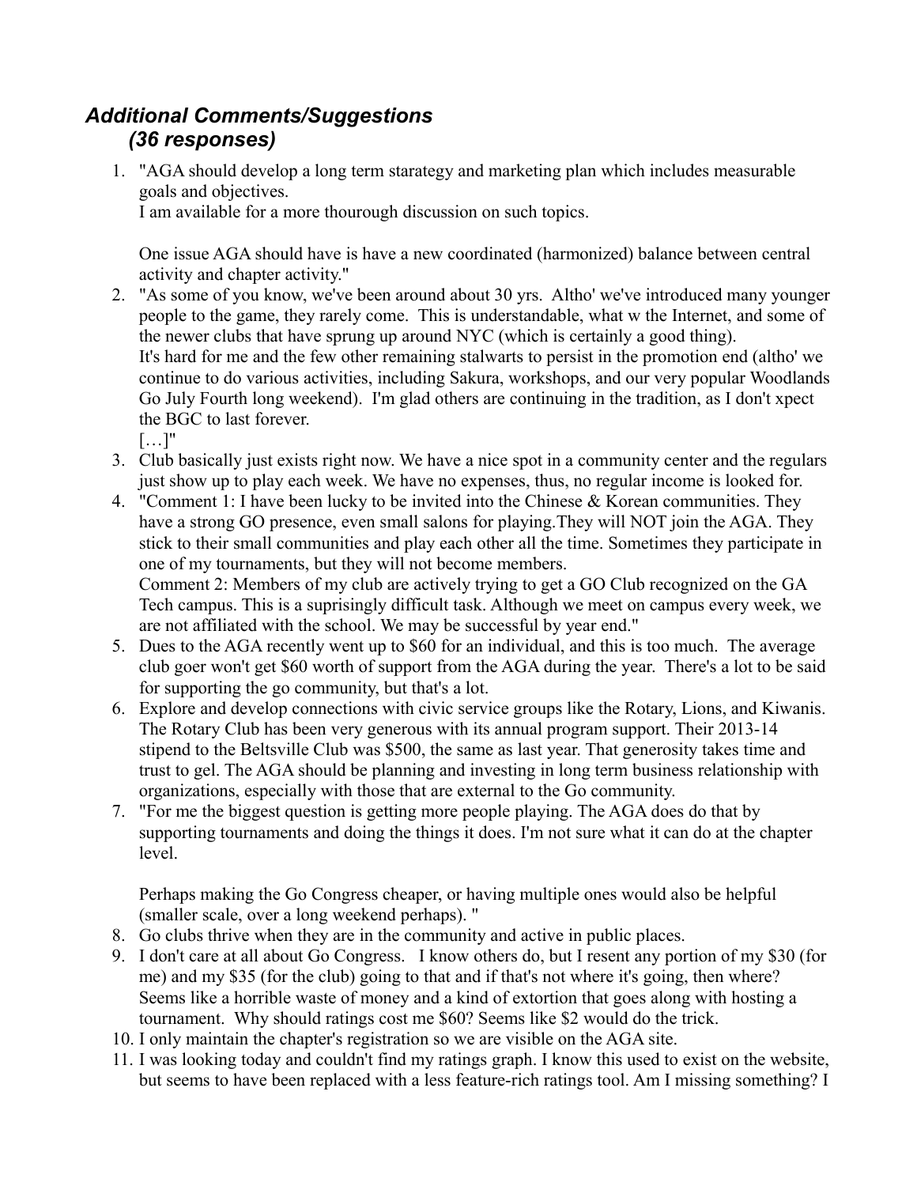## *Additional Comments/Suggestions (36 responses)*

1. "AGA should develop a long term starategy and marketing plan which includes measurable goals and objectives.
   I am available for a more thourough discussion on such topics.

   One issue AGA should have is have a new coordinated (harmonized) balance between central activity and chapter activity."
2. "As some of you know, we've been around about 30 yrs. Altho' we've introduced many younger people to the game, they rarely come. This is understandable, what w the Internet, and some of the newer clubs that have sprung up around NYC (which is certainly a good thing).
   It's hard for me and the few other remaining stalwarts to persist in the promotion end (altho' we continue to do various activities, including Sakura, workshops, and our very popular Woodlands Go July Fourth long weekend). I'm glad others are continuing in the tradition, as I don't xpect the BGC to last forever.
   […]"
3. Club basically just exists right now. We have a nice spot in a community center and the regulars just show up to play each week. We have no expenses, thus, no regular income is looked for.
4. "Comment 1: I have been lucky to be invited into the Chinese & Korean communities. They have a strong GO presence, even small salons for playing.They will NOT join the AGA. They stick to their small communities and play each other all the time. Sometimes they participate in one of my tournaments, but they will not become members.
   Comment 2: Members of my club are actively trying to get a GO Club recognized on the GA Tech campus. This is a suprisingly difficult task. Although we meet on campus every week, we are not affiliated with the school. We may be successful by year end."
5. Dues to the AGA recently went up to $60 for an individual, and this is too much. The average club goer won't get $60 worth of support from the AGA during the year. There's a lot to be said for supporting the go community, but that's a lot.
6. Explore and develop connections with civic service groups like the Rotary, Lions, and Kiwanis. The Rotary Club has been very generous with its annual program support. Their 2013-14 stipend to the Beltsville Club was $500, the same as last year. That generosity takes time and trust to gel. The AGA should be planning and investing in long term business relationship with organizations, especially with those that are external to the Go community.
7. "For me the biggest question is getting more people playing. The AGA does do that by supporting tournaments and doing the things it does. I'm not sure what it can do at the chapter level.

   Perhaps making the Go Congress cheaper, or having multiple ones would also be helpful (smaller scale, over a long weekend perhaps). "
8. Go clubs thrive when they are in the community and active in public places.
9. I don't care at all about Go Congress. I know others do, but I resent any portion of my $30 (for me) and my $35 (for the club) going to that and if that's not where it's going, then where? Seems like a horrible waste of money and a kind of extortion that goes along with hosting a tournament. Why should ratings cost me $60? Seems like $2 would do the trick.
10. I only maintain the chapter's registration so we are visible on the AGA site.
11. I was looking today and couldn't find my ratings graph. I know this used to exist on the website, but seems to have been replaced with a less feature-rich ratings tool. Am I missing something? I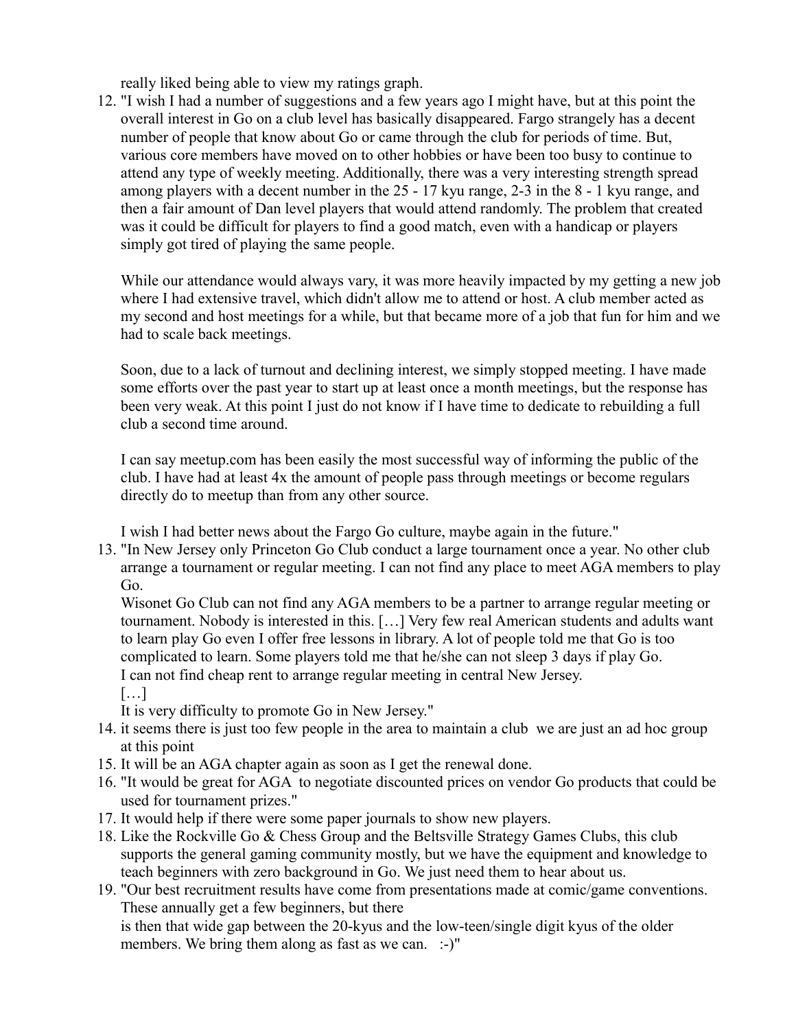really liked being able to view my ratings graph.

12. "I wish I had a number of suggestions and a few years ago I might have, but at this point the overall interest in Go on a club level has basically disappeared. Fargo strangely has a decent number of people that know about Go or came through the club for periods of time. But, various core members have moved on to other hobbies or have been too busy to continue to attend any type of weekly meeting. Additionally, there was a very interesting strength spread among players with a decent number in the 25 - 17 kyu range, 2-3 in the 8 - 1 kyu range, and then a fair amount of Dan level players that would attend randomly. The problem that created was it could be difficult for players to find a good match, even with a handicap or players simply got tired of playing the same people.

    While our attendance would always vary, it was more heavily impacted by my getting a new job where I had extensive travel, which didn't allow me to attend or host. A club member acted as my second and host meetings for a while, but that became more of a job that fun for him and we had to scale back meetings.

    Soon, due to a lack of turnout and declining interest, we simply stopped meeting. I have made some efforts over the past year to start up at least once a month meetings, but the response has been very weak. At this point I just do not know if I have time to dedicate to rebuilding a full club a second time around.

    I can say meetup.com has been easily the most successful way of informing the public of the club. I have had at least 4x the amount of people pass through meetings or become regulars directly do to meetup than from any other source.

    I wish I had better news about the Fargo Go culture, maybe again in the future."
13. "In New Jersey only Princeton Go Club conduct a large tournament once a year. No other club arrange a tournament or regular meeting. I can not find any place to meet AGA members to play Go.
    Wisonet Go Club can not find any AGA members to be a partner to arrange regular meeting or tournament. Nobody is interested in this. […] Very few real American students and adults want to learn play Go even I offer free lessons in library. A lot of people told me that Go is too complicated to learn. Some players told me that he/she can not sleep 3 days if play Go.
    I can not find cheap rent to arrange regular meeting in central New Jersey.
    […]
    It is very difficulty to promote Go in New Jersey."
14. it seems there is just too few people in the area to maintain a club we are just an ad hoc group at this point
15. It will be an AGA chapter again as soon as I get the renewal done.
16. "It would be great for AGA to negotiate discounted prices on vendor Go products that could be used for tournament prizes."
17. It would help if there were some paper journals to show new players.
18. Like the Rockville Go & Chess Group and the Beltsville Strategy Games Clubs, this club supports the general gaming community mostly, but we have the equipment and knowledge to teach beginners with zero background in Go. We just need them to hear about us.
19. "Our best recruitment results have come from presentations made at comic/game conventions. These annually get a few beginners, but there
    is then that wide gap between the 20-kyus and the low-teen/single digit kyus of the older members. We bring them along as fast as we can. :-)"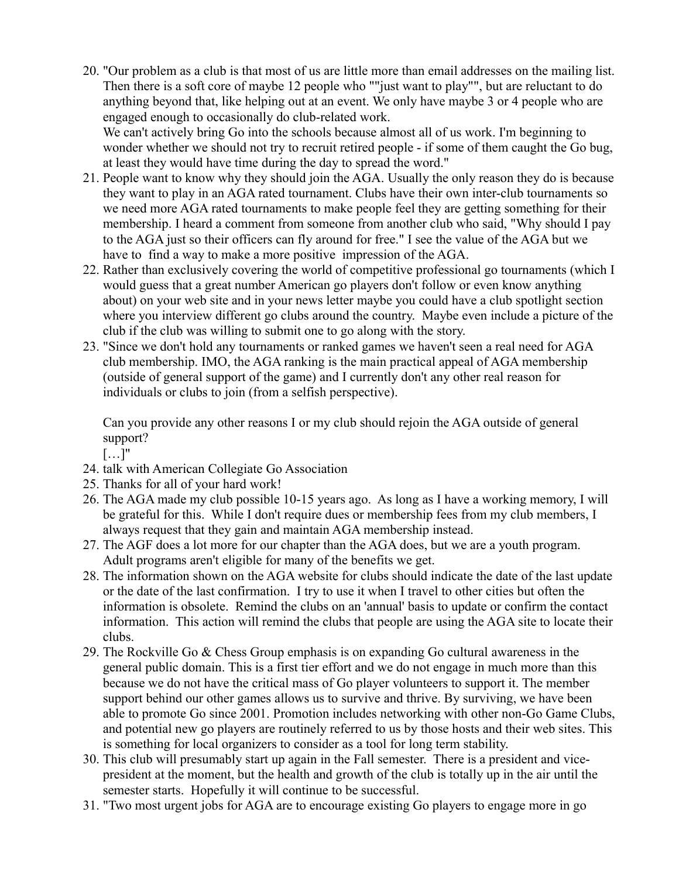20. "Our problem as a club is that most of us are little more than email addresses on the mailing list. Then there is a soft core of maybe 12 people who ""just want to play"", but are reluctant to do anything beyond that, like helping out at an event. We only have maybe 3 or 4 people who are engaged enough to occasionally do club-related work.
    We can't actively bring Go into the schools because almost all of us work. I'm beginning to wonder whether we should not try to recruit retired people - if some of them caught the Go bug, at least they would have time during the day to spread the word."
21. People want to know why they should join the AGA. Usually the only reason they do is because they want to play in an AGA rated tournament. Clubs have their own inter-club tournaments so we need more AGA rated tournaments to make people feel they are getting something for their membership. I heard a comment from someone from another club who said, "Why should I pay to the AGA just so their officers can fly around for free." I see the value of the AGA but we have to find a way to make a more positive impression of the AGA.
22. Rather than exclusively covering the world of competitive professional go tournaments (which I would guess that a great number American go players don't follow or even know anything about) on your web site and in your news letter maybe you could have a club spotlight section where you interview different go clubs around the country. Maybe even include a picture of the club if the club was willing to submit one to go along with the story.
23. "Since we don't hold any tournaments or ranked games we haven't seen a real need for AGA club membership. IMO, the AGA ranking is the main practical appeal of AGA membership (outside of general support of the game) and I currently don't any other real reason for individuals or clubs to join (from a selfish perspective).

    Can you provide any other reasons I or my club should rejoin the AGA outside of general support?
    […]"
24. talk with American Collegiate Go Association
25. Thanks for all of your hard work!
26. The AGA made my club possible 10-15 years ago. As long as I have a working memory, I will be grateful for this. While I don't require dues or membership fees from my club members, I always request that they gain and maintain AGA membership instead.
27. The AGF does a lot more for our chapter than the AGA does, but we are a youth program. Adult programs aren't eligible for many of the benefits we get.
28. The information shown on the AGA website for clubs should indicate the date of the last update or the date of the last confirmation. I try to use it when I travel to other cities but often the information is obsolete. Remind the clubs on an 'annual' basis to update or confirm the contact information. This action will remind the clubs that people are using the AGA site to locate their clubs.
29. The Rockville Go & Chess Group emphasis is on expanding Go cultural awareness in the general public domain. This is a first tier effort and we do not engage in much more than this because we do not have the critical mass of Go player volunteers to support it. The member support behind our other games allows us to survive and thrive. By surviving, we have been able to promote Go since 2001. Promotion includes networking with other non-Go Game Clubs, and potential new go players are routinely referred to us by those hosts and their web sites. This is something for local organizers to consider as a tool for long term stability.
30. This club will presumably start up again in the Fall semester. There is a president and vice-president at the moment, but the health and growth of the club is totally up in the air until the semester starts. Hopefully it will continue to be successful.
31. "Two most urgent jobs for AGA are to encourage existing Go players to engage more in go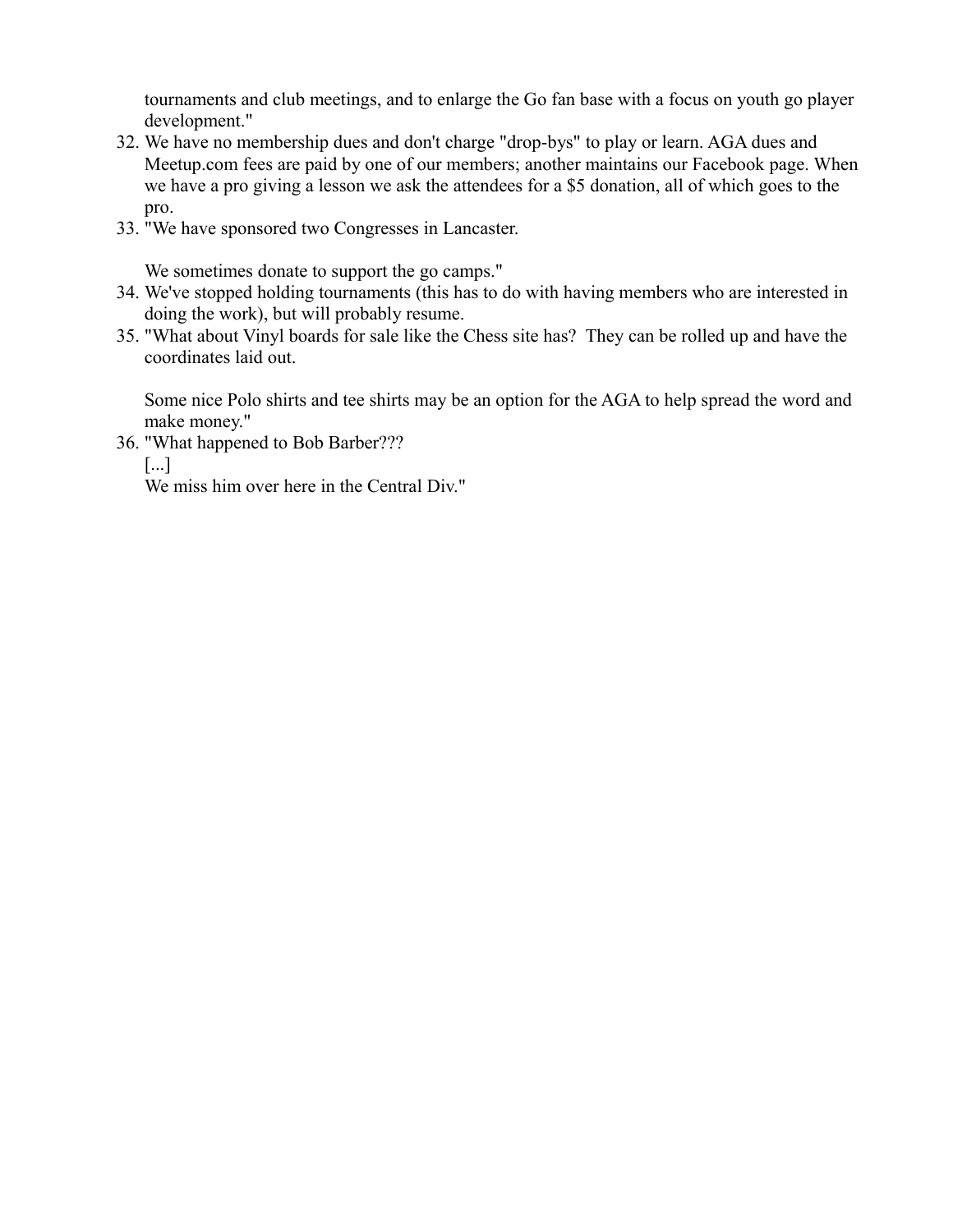tournaments and club meetings, and to enlarge the Go fan base with a focus on youth go player development."

32. We have no membership dues and don't charge "drop-bys" to play or learn. AGA dues and Meetup.com fees are paid by one of our members; another maintains our Facebook page. When we have a pro giving a lesson we ask the attendees for a $5 donation, all of which goes to the pro.
33. "We have sponsored two Congresses in Lancaster.

    We sometimes donate to support the go camps."
34. We've stopped holding tournaments (this has to do with having members who are interested in doing the work), but will probably resume.
35. "What about Vinyl boards for sale like the Chess site has? They can be rolled up and have the coordinates laid out.

    Some nice Polo shirts and tee shirts may be an option for the AGA to help spread the word and make money."
36. "What happened to Bob Barber???
    [...]
    We miss him over here in the Central Div."